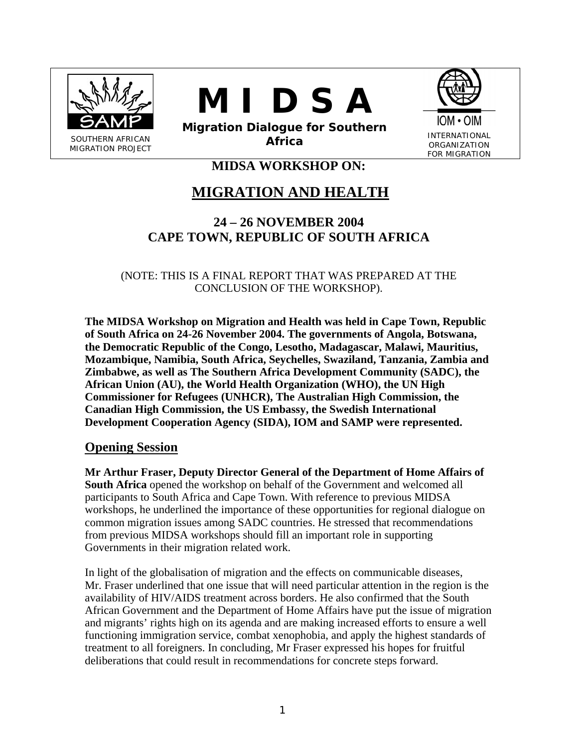SOUTHERN AFRICAN MIGRATION PROJECT

# M I D S A

**Migration Dialogue for Southern Africa**

INTERNATIONAL ORGANIZATION FOR MIGRATION

## MIDSA WORKSHOP ON:

# MIGRATION AND HEALTH

## 24 – 26 NOVEMBER 2004
## CAPE TOWN, REPUBLIC OF SOUTH AFRICA

(NOTE: THIS IS A FINAL REPORT THAT WAS PREPARED AT THE CONCLUSION OF THE WORKSHOP).

**The MIDSA Workshop on Migration and Health was held in Cape Town, Republic of South Africa on 24-26 November 2004. The governments of Angola, Botswana, the Democratic Republic of the Congo, Lesotho, Madagascar, Malawi, Mauritius, Mozambique, Namibia, South Africa, Seychelles, Swaziland, Tanzania, Zambia and Zimbabwe, as well as The Southern Africa Development Community (SADC), the African Union (AU), the World Health Organization (WHO), the UN High Commissioner for Refugees (UNHCR), The Australian High Commission, the Canadian High Commission, the US Embassy, the Swedish International Development Cooperation Agency (SIDA), IOM and SAMP were represented.**

## Opening Session

**Mr Arthur Fraser, Deputy Director General of the Department of Home Affairs of South Africa** opened the workshop on behalf of the Government and welcomed all participants to South Africa and Cape Town. With reference to previous MIDSA workshops, he underlined the importance of these opportunities for regional dialogue on common migration issues among SADC countries. He stressed that recommendations from previous MIDSA workshops should fill an important role in supporting Governments in their migration related work.

In light of the globalisation of migration and the effects on communicable diseases, Mr. Fraser underlined that one issue that will need particular attention in the region is the availability of HIV/AIDS treatment across borders. He also confirmed that the South African Government and the Department of Home Affairs have put the issue of migration and migrants' rights high on its agenda and are making increased efforts to ensure a well functioning immigration service, combat xenophobia, and apply the highest standards of treatment to all foreigners. In concluding, Mr Fraser expressed his hopes for fruitful deliberations that could result in recommendations for concrete steps forward.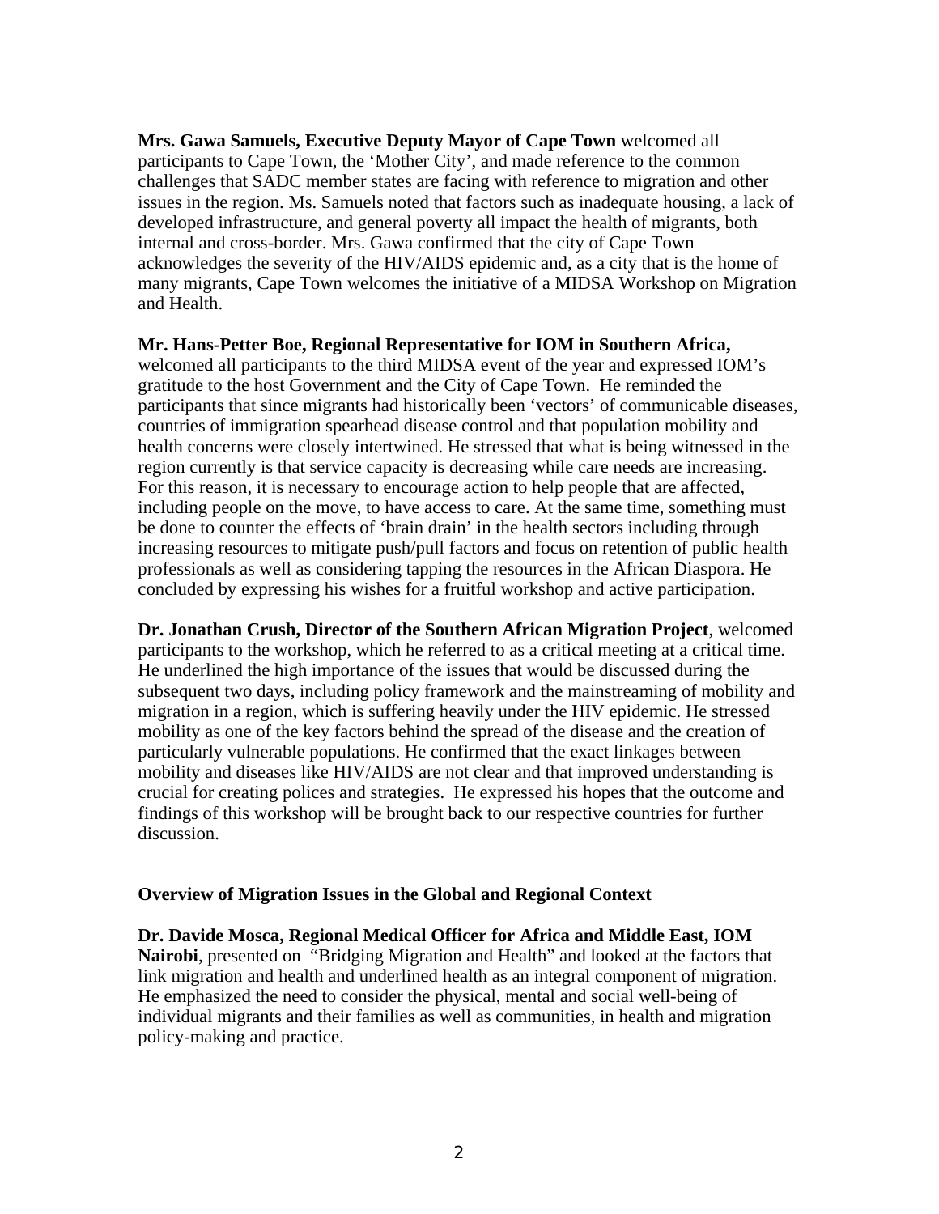**Mrs. Gawa Samuels, Executive Deputy Mayor of Cape Town** welcomed all participants to Cape Town, the 'Mother City', and made reference to the common challenges that SADC member states are facing with reference to migration and other issues in the region. Ms. Samuels noted that factors such as inadequate housing, a lack of developed infrastructure, and general poverty all impact the health of migrants, both internal and cross-border. Mrs. Gawa confirmed that the city of Cape Town acknowledges the severity of the HIV/AIDS epidemic and, as a city that is the home of many migrants, Cape Town welcomes the initiative of a MIDSA Workshop on Migration and Health.

**Mr. Hans-Petter Boe, Regional Representative for IOM in Southern Africa,** welcomed all participants to the third MIDSA event of the year and expressed IOM's gratitude to the host Government and the City of Cape Town. He reminded the participants that since migrants had historically been 'vectors' of communicable diseases, countries of immigration spearhead disease control and that population mobility and health concerns were closely intertwined. He stressed that what is being witnessed in the region currently is that service capacity is decreasing while care needs are increasing. For this reason, it is necessary to encourage action to help people that are affected, including people on the move, to have access to care. At the same time, something must be done to counter the effects of 'brain drain' in the health sectors including through increasing resources to mitigate push/pull factors and focus on retention of public health professionals as well as considering tapping the resources in the African Diaspora. He concluded by expressing his wishes for a fruitful workshop and active participation.

**Dr. Jonathan Crush, Director of the Southern African Migration Project**, welcomed participants to the workshop, which he referred to as a critical meeting at a critical time. He underlined the high importance of the issues that would be discussed during the subsequent two days, including policy framework and the mainstreaming of mobility and migration in a region, which is suffering heavily under the HIV epidemic. He stressed mobility as one of the key factors behind the spread of the disease and the creation of particularly vulnerable populations. He confirmed that the exact linkages between mobility and diseases like HIV/AIDS are not clear and that improved understanding is crucial for creating polices and strategies. He expressed his hopes that the outcome and findings of this workshop will be brought back to our respective countries for further discussion.

## Overview of Migration Issues in the Global and Regional Context

**Dr. Davide Mosca, Regional Medical Officer for Africa and Middle East, IOM Nairobi**, presented on "Bridging Migration and Health" and looked at the factors that link migration and health and underlined health as an integral component of migration. He emphasized the need to consider the physical, mental and social well-being of individual migrants and their families as well as communities, in health and migration policy-making and practice.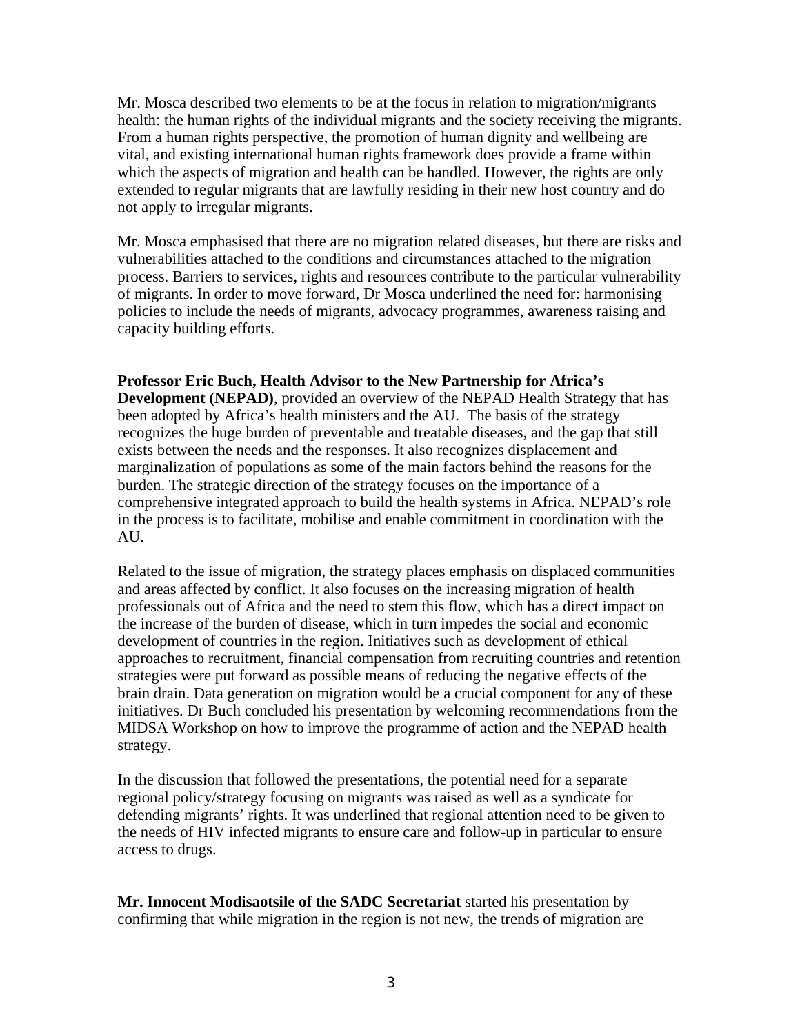Mr. Mosca described two elements to be at the focus in relation to migration/migrants health: the human rights of the individual migrants and the society receiving the migrants. From a human rights perspective, the promotion of human dignity and wellbeing are vital, and existing international human rights framework does provide a frame within which the aspects of migration and health can be handled. However, the rights are only extended to regular migrants that are lawfully residing in their new host country and do not apply to irregular migrants.

Mr. Mosca emphasised that there are no migration related diseases, but there are risks and vulnerabilities attached to the conditions and circumstances attached to the migration process. Barriers to services, rights and resources contribute to the particular vulnerability of migrants. In order to move forward, Dr Mosca underlined the need for: harmonising policies to include the needs of migrants, advocacy programmes, awareness raising and capacity building efforts.

**Professor Eric Buch, Health Advisor to the New Partnership for Africa's Development (NEPAD)**, provided an overview of the NEPAD Health Strategy that has been adopted by Africa's health ministers and the AU. The basis of the strategy recognizes the huge burden of preventable and treatable diseases, and the gap that still exists between the needs and the responses. It also recognizes displacement and marginalization of populations as some of the main factors behind the reasons for the burden. The strategic direction of the strategy focuses on the importance of a comprehensive integrated approach to build the health systems in Africa. NEPAD's role in the process is to facilitate, mobilise and enable commitment in coordination with the AU.

Related to the issue of migration, the strategy places emphasis on displaced communities and areas affected by conflict. It also focuses on the increasing migration of health professionals out of Africa and the need to stem this flow, which has a direct impact on the increase of the burden of disease, which in turn impedes the social and economic development of countries in the region. Initiatives such as development of ethical approaches to recruitment, financial compensation from recruiting countries and retention strategies were put forward as possible means of reducing the negative effects of the brain drain. Data generation on migration would be a crucial component for any of these initiatives. Dr Buch concluded his presentation by welcoming recommendations from the MIDSA Workshop on how to improve the programme of action and the NEPAD health strategy.

In the discussion that followed the presentations, the potential need for a separate regional policy/strategy focusing on migrants was raised as well as a syndicate for defending migrants' rights. It was underlined that regional attention need to be given to the needs of HIV infected migrants to ensure care and follow-up in particular to ensure access to drugs.

**Mr. Innocent Modisaotsile of the SADC Secretariat** started his presentation by confirming that while migration in the region is not new, the trends of migration are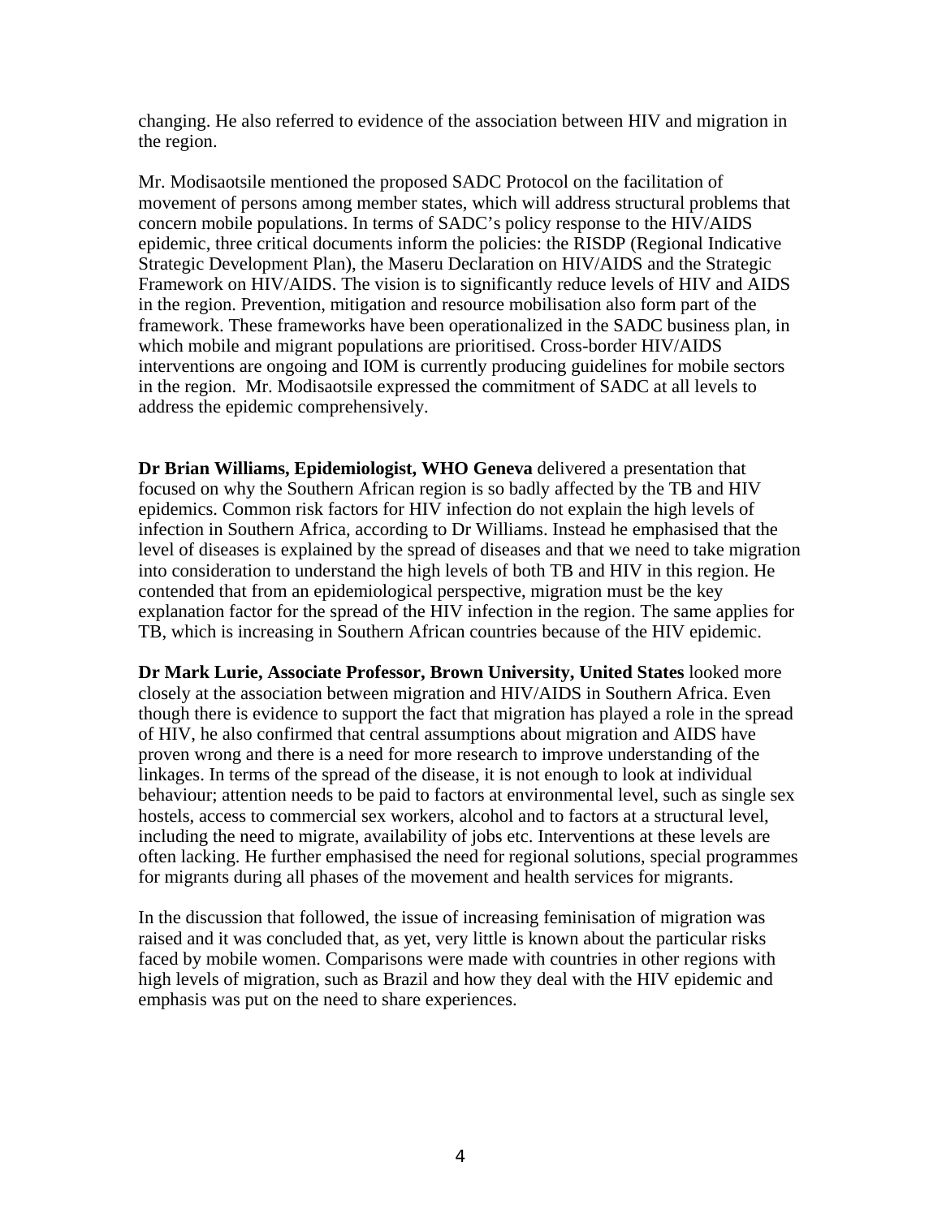changing. He also referred to evidence of the association between HIV and migration in the region.

Mr. Modisaotsile mentioned the proposed SADC Protocol on the facilitation of movement of persons among member states, which will address structural problems that concern mobile populations. In terms of SADC's policy response to the HIV/AIDS epidemic, three critical documents inform the policies: the RISDP (Regional Indicative Strategic Development Plan), the Maseru Declaration on HIV/AIDS and the Strategic Framework on HIV/AIDS. The vision is to significantly reduce levels of HIV and AIDS in the region. Prevention, mitigation and resource mobilisation also form part of the framework. These frameworks have been operationalized in the SADC business plan, in which mobile and migrant populations are prioritised. Cross-border HIV/AIDS interventions are ongoing and IOM is currently producing guidelines for mobile sectors in the region. Mr. Modisaotsile expressed the commitment of SADC at all levels to address the epidemic comprehensively.

**Dr Brian Williams, Epidemiologist, WHO Geneva** delivered a presentation that focused on why the Southern African region is so badly affected by the TB and HIV epidemics. Common risk factors for HIV infection do not explain the high levels of infection in Southern Africa, according to Dr Williams. Instead he emphasised that the level of diseases is explained by the spread of diseases and that we need to take migration into consideration to understand the high levels of both TB and HIV in this region. He contended that from an epidemiological perspective, migration must be the key explanation factor for the spread of the HIV infection in the region. The same applies for TB, which is increasing in Southern African countries because of the HIV epidemic.

**Dr Mark Lurie, Associate Professor, Brown University, United States** looked more closely at the association between migration and HIV/AIDS in Southern Africa. Even though there is evidence to support the fact that migration has played a role in the spread of HIV, he also confirmed that central assumptions about migration and AIDS have proven wrong and there is a need for more research to improve understanding of the linkages. In terms of the spread of the disease, it is not enough to look at individual behaviour; attention needs to be paid to factors at environmental level, such as single sex hostels, access to commercial sex workers, alcohol and to factors at a structural level, including the need to migrate, availability of jobs etc. Interventions at these levels are often lacking. He further emphasised the need for regional solutions, special programmes for migrants during all phases of the movement and health services for migrants.

In the discussion that followed, the issue of increasing feminisation of migration was raised and it was concluded that, as yet, very little is known about the particular risks faced by mobile women. Comparisons were made with countries in other regions with high levels of migration, such as Brazil and how they deal with the HIV epidemic and emphasis was put on the need to share experiences.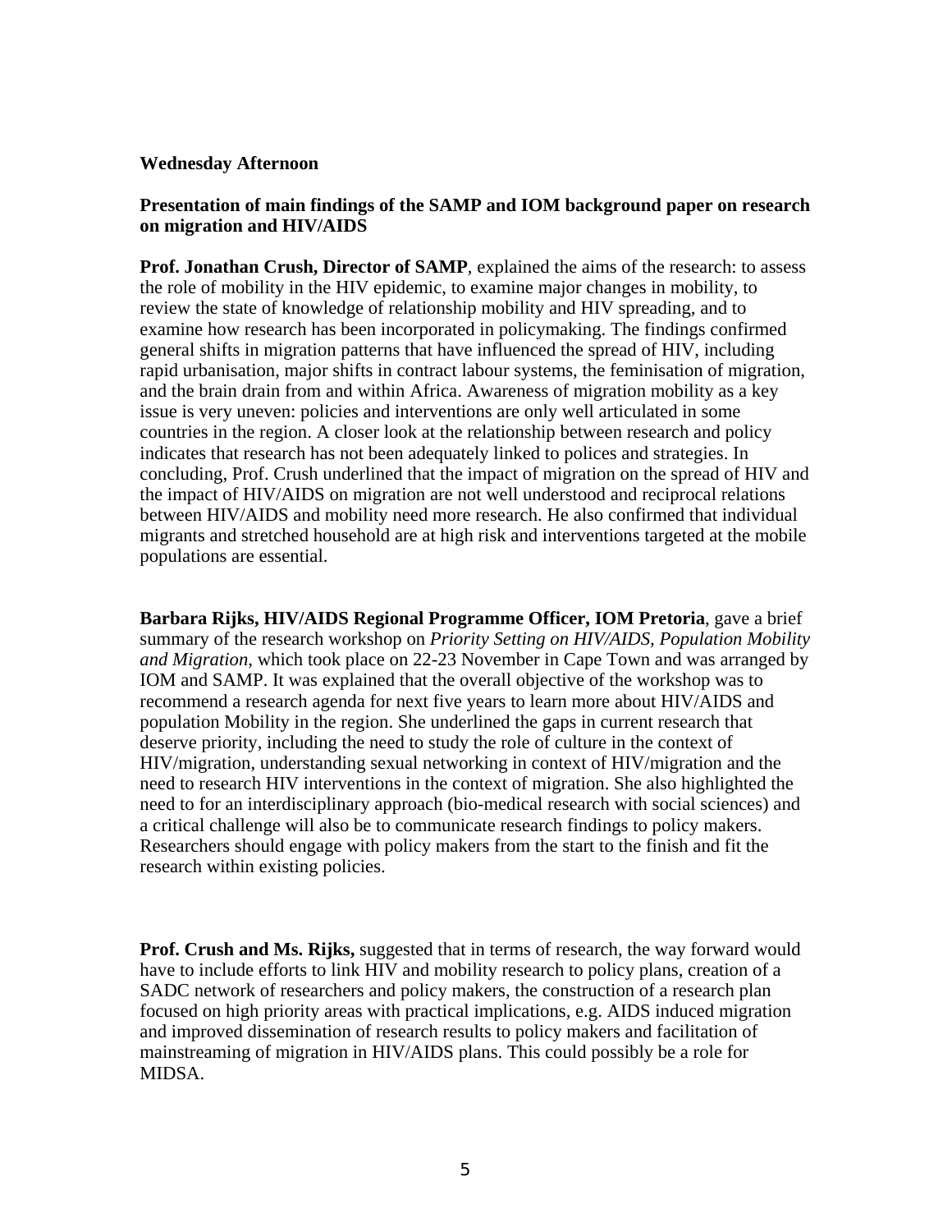**Wednesday Afternoon**

**Presentation of main findings of the SAMP and IOM background paper on research on migration and HIV/AIDS**

**Prof. Jonathan Crush, Director of SAMP**, explained the aims of the research: to assess the role of mobility in the HIV epidemic, to examine major changes in mobility, to review the state of knowledge of relationship mobility and HIV spreading, and to examine how research has been incorporated in policymaking. The findings confirmed general shifts in migration patterns that have influenced the spread of HIV, including rapid urbanisation, major shifts in contract labour systems, the feminisation of migration, and the brain drain from and within Africa. Awareness of migration mobility as a key issue is very uneven: policies and interventions are only well articulated in some countries in the region. A closer look at the relationship between research and policy indicates that research has not been adequately linked to polices and strategies. In concluding, Prof. Crush underlined that the impact of migration on the spread of HIV and the impact of HIV/AIDS on migration are not well understood and reciprocal relations between HIV/AIDS and mobility need more research. He also confirmed that individual migrants and stretched household are at high risk and interventions targeted at the mobile populations are essential.

**Barbara Rijks, HIV/AIDS Regional Programme Officer, IOM Pretoria**, gave a brief summary of the research workshop on *Priority Setting on HIV/AIDS, Population Mobility and Migration*, which took place on 22-23 November in Cape Town and was arranged by IOM and SAMP. It was explained that the overall objective of the workshop was to recommend a research agenda for next five years to learn more about HIV/AIDS and population Mobility in the region. She underlined the gaps in current research that deserve priority, including the need to study the role of culture in the context of HIV/migration, understanding sexual networking in context of HIV/migration and the need to research HIV interventions in the context of migration. She also highlighted the need to for an interdisciplinary approach (bio-medical research with social sciences) and a critical challenge will also be to communicate research findings to policy makers. Researchers should engage with policy makers from the start to the finish and fit the research within existing policies.

**Prof. Crush and Ms. Rijks,** suggested that in terms of research, the way forward would have to include efforts to link HIV and mobility research to policy plans, creation of a SADC network of researchers and policy makers, the construction of a research plan focused on high priority areas with practical implications, e.g. AIDS induced migration and improved dissemination of research results to policy makers and facilitation of mainstreaming of migration in HIV/AIDS plans. This could possibly be a role for MIDSA.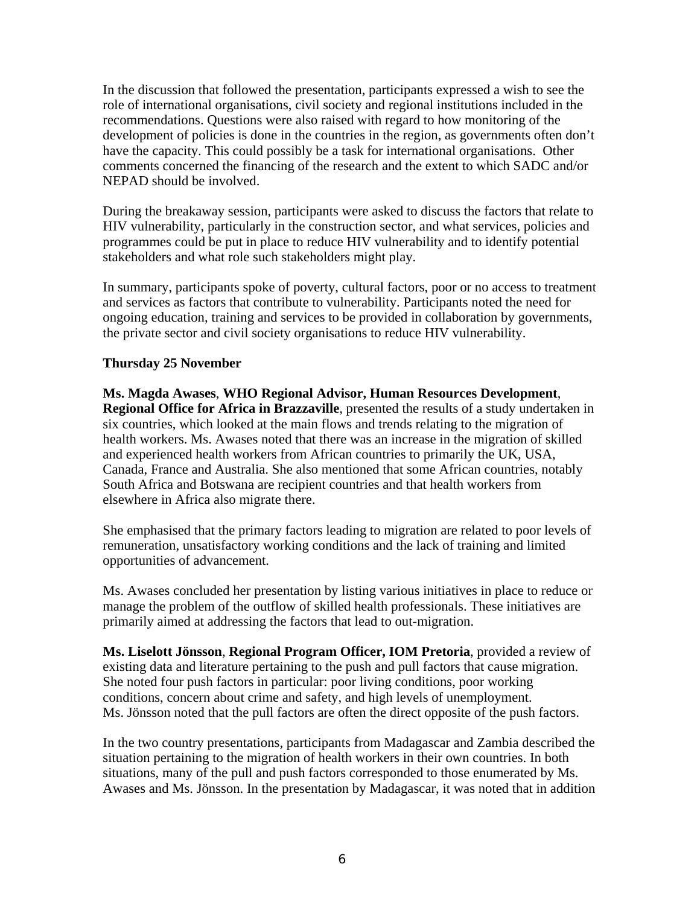In the discussion that followed the presentation, participants expressed a wish to see the role of international organisations, civil society and regional institutions included in the recommendations. Questions were also raised with regard to how monitoring of the development of policies is done in the countries in the region, as governments often don't have the capacity. This could possibly be a task for international organisations. Other comments concerned the financing of the research and the extent to which SADC and/or NEPAD should be involved.

During the breakaway session, participants were asked to discuss the factors that relate to HIV vulnerability, particularly in the construction sector, and what services, policies and programmes could be put in place to reduce HIV vulnerability and to identify potential stakeholders and what role such stakeholders might play.

In summary, participants spoke of poverty, cultural factors, poor or no access to treatment and services as factors that contribute to vulnerability. Participants noted the need for ongoing education, training and services to be provided in collaboration by governments, the private sector and civil society organisations to reduce HIV vulnerability.

**Thursday 25 November**

**Ms. Magda Awases**, **WHO Regional Advisor, Human Resources Development**, **Regional Office for Africa in Brazzaville**, presented the results of a study undertaken in six countries, which looked at the main flows and trends relating to the migration of health workers. Ms. Awases noted that there was an increase in the migration of skilled and experienced health workers from African countries to primarily the UK, USA, Canada, France and Australia. She also mentioned that some African countries, notably South Africa and Botswana are recipient countries and that health workers from elsewhere in Africa also migrate there.

She emphasised that the primary factors leading to migration are related to poor levels of remuneration, unsatisfactory working conditions and the lack of training and limited opportunities of advancement.

Ms. Awases concluded her presentation by listing various initiatives in place to reduce or manage the problem of the outflow of skilled health professionals. These initiatives are primarily aimed at addressing the factors that lead to out-migration.

**Ms. Liselott Jönsson**, **Regional Program Officer, IOM Pretoria**, provided a review of existing data and literature pertaining to the push and pull factors that cause migration. She noted four push factors in particular: poor living conditions, poor working conditions, concern about crime and safety, and high levels of unemployment. Ms. Jönsson noted that the pull factors are often the direct opposite of the push factors.

In the two country presentations, participants from Madagascar and Zambia described the situation pertaining to the migration of health workers in their own countries. In both situations, many of the pull and push factors corresponded to those enumerated by Ms. Awases and Ms. Jönsson. In the presentation by Madagascar, it was noted that in addition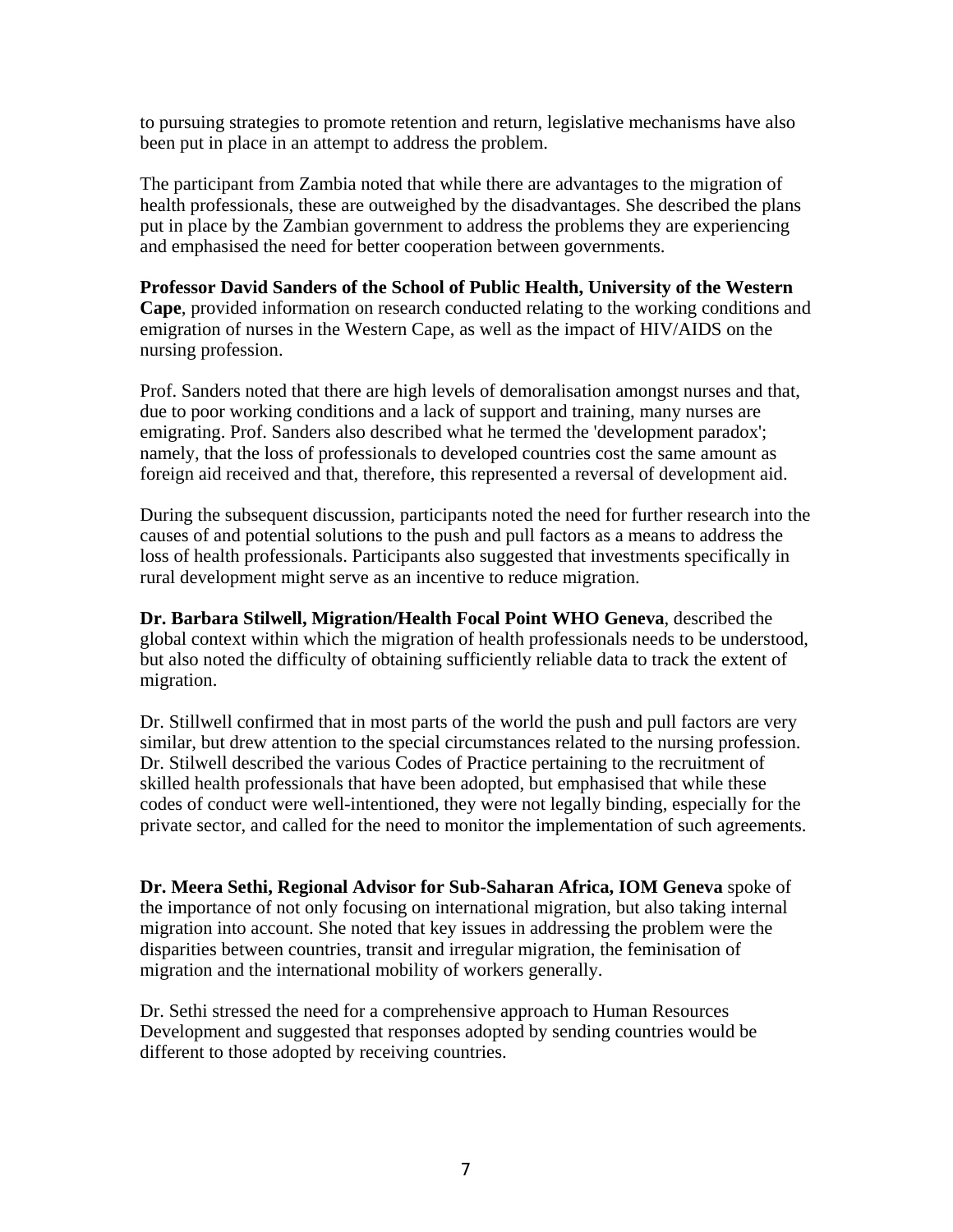to pursuing strategies to promote retention and return, legislative mechanisms have also been put in place in an attempt to address the problem.

The participant from Zambia noted that while there are advantages to the migration of health professionals, these are outweighed by the disadvantages. She described the plans put in place by the Zambian government to address the problems they are experiencing and emphasised the need for better cooperation between governments.

**Professor David Sanders of the School of Public Health, University of the Western Cape**, provided information on research conducted relating to the working conditions and emigration of nurses in the Western Cape, as well as the impact of HIV/AIDS on the nursing profession.

Prof. Sanders noted that there are high levels of demoralisation amongst nurses and that, due to poor working conditions and a lack of support and training, many nurses are emigrating. Prof. Sanders also described what he termed the 'development paradox'; namely, that the loss of professionals to developed countries cost the same amount as foreign aid received and that, therefore, this represented a reversal of development aid.

During the subsequent discussion, participants noted the need for further research into the causes of and potential solutions to the push and pull factors as a means to address the loss of health professionals. Participants also suggested that investments specifically in rural development might serve as an incentive to reduce migration.

**Dr. Barbara Stilwell, Migration/Health Focal Point WHO Geneva**, described the global context within which the migration of health professionals needs to be understood, but also noted the difficulty of obtaining sufficiently reliable data to track the extent of migration.

Dr. Stillwell confirmed that in most parts of the world the push and pull factors are very similar, but drew attention to the special circumstances related to the nursing profession. Dr. Stilwell described the various Codes of Practice pertaining to the recruitment of skilled health professionals that have been adopted, but emphasised that while these codes of conduct were well-intentioned, they were not legally binding, especially for the private sector, and called for the need to monitor the implementation of such agreements.

**Dr. Meera Sethi, Regional Advisor for Sub-Saharan Africa, IOM Geneva** spoke of the importance of not only focusing on international migration, but also taking internal migration into account. She noted that key issues in addressing the problem were the disparities between countries, transit and irregular migration, the feminisation of migration and the international mobility of workers generally.

Dr. Sethi stressed the need for a comprehensive approach to Human Resources Development and suggested that responses adopted by sending countries would be different to those adopted by receiving countries.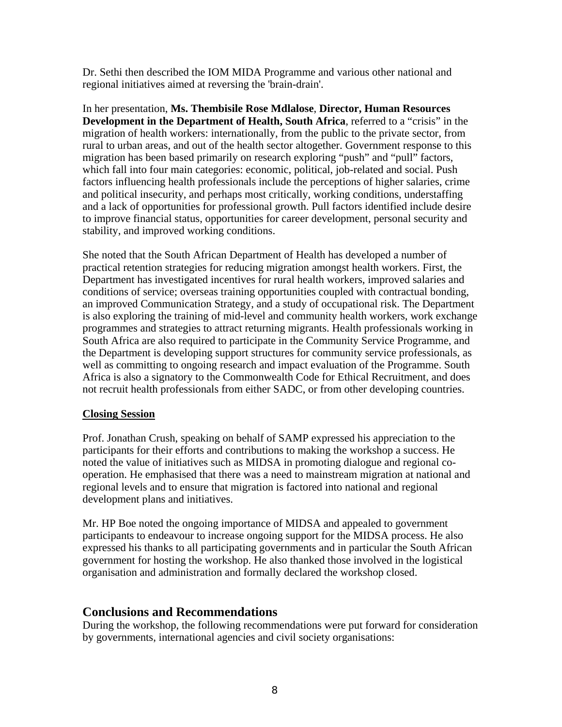Dr. Sethi then described the IOM MIDA Programme and various other national and regional initiatives aimed at reversing the 'brain-drain'.

In her presentation, **Ms. Thembisile Rose Mdlalose**, **Director, Human Resources Development in the Department of Health, South Africa**, referred to a "crisis" in the migration of health workers: internationally, from the public to the private sector, from rural to urban areas, and out of the health sector altogether. Government response to this migration has been based primarily on research exploring "push" and "pull" factors, which fall into four main categories: economic, political, job-related and social. Push factors influencing health professionals include the perceptions of higher salaries, crime and political insecurity, and perhaps most critically, working conditions, understaffing and a lack of opportunities for professional growth. Pull factors identified include desire to improve financial status, opportunities for career development, personal security and stability, and improved working conditions.

She noted that the South African Department of Health has developed a number of practical retention strategies for reducing migration amongst health workers. First, the Department has investigated incentives for rural health workers, improved salaries and conditions of service; overseas training opportunities coupled with contractual bonding, an improved Communication Strategy, and a study of occupational risk. The Department is also exploring the training of mid-level and community health workers, work exchange programmes and strategies to attract returning migrants. Health professionals working in South Africa are also required to participate in the Community Service Programme, and the Department is developing support structures for community service professionals, as well as committing to ongoing research and impact evaluation of the Programme. South Africa is also a signatory to the Commonwealth Code for Ethical Recruitment, and does not recruit health professionals from either SADC, or from other developing countries.

**Closing Session**

Prof. Jonathan Crush, speaking on behalf of SAMP expressed his appreciation to the participants for their efforts and contributions to making the workshop a success. He noted the value of initiatives such as MIDSA in promoting dialogue and regional co-operation. He emphasised that there was a need to mainstream migration at national and regional levels and to ensure that migration is factored into national and regional development plans and initiatives.

Mr. HP Boe noted the ongoing importance of MIDSA and appealed to government participants to endeavour to increase ongoing support for the MIDSA process. He also expressed his thanks to all participating governments and in particular the South African government for hosting the workshop. He also thanked those involved in the logistical organisation and administration and formally declared the workshop closed.

## Conclusions and Recommendations

During the workshop, the following recommendations were put forward for consideration by governments, international agencies and civil society organisations: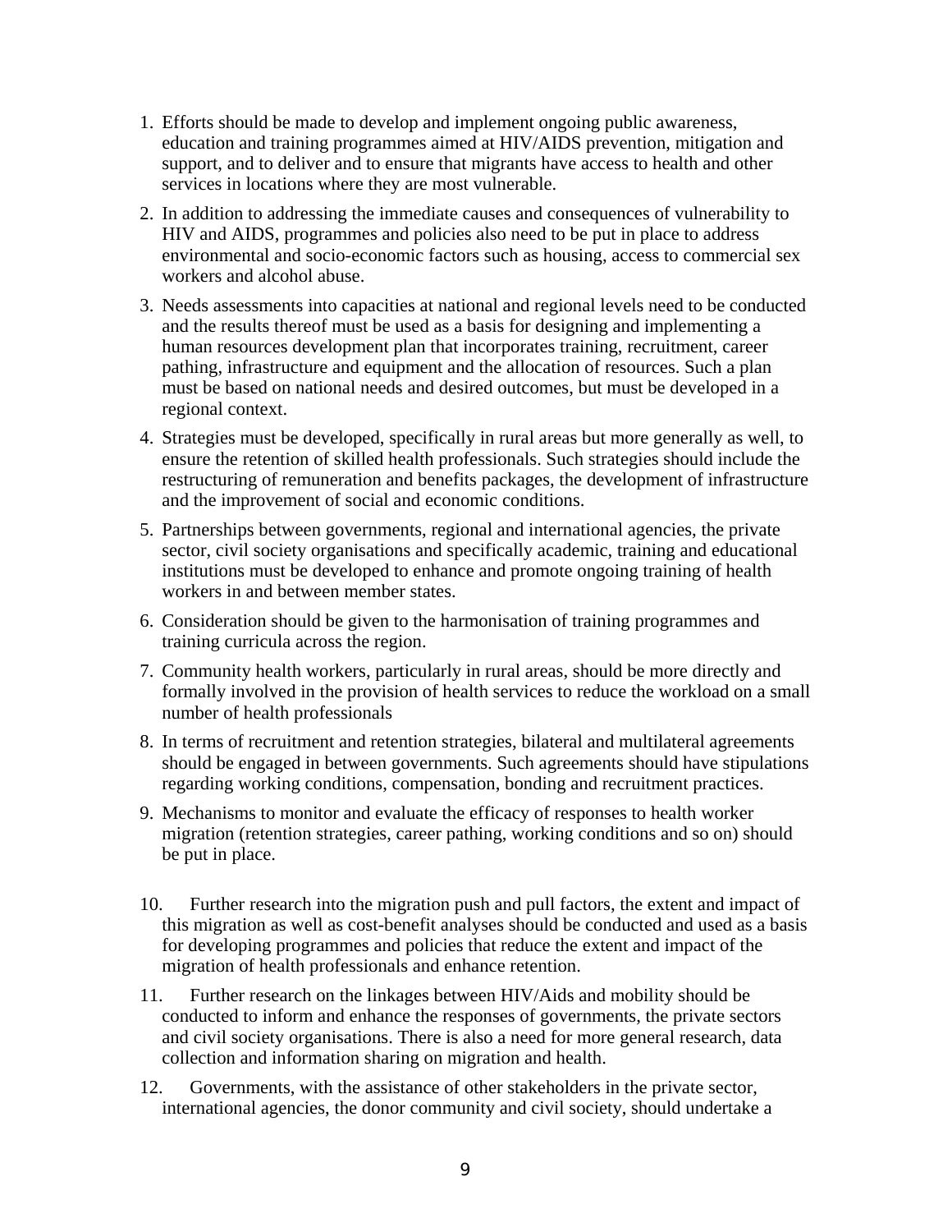1. Efforts should be made to develop and implement ongoing public awareness, education and training programmes aimed at HIV/AIDS prevention, mitigation and support, and to deliver and to ensure that migrants have access to health and other services in locations where they are most vulnerable.

2. In addition to addressing the immediate causes and consequences of vulnerability to HIV and AIDS, programmes and policies also need to be put in place to address environmental and socio-economic factors such as housing, access to commercial sex workers and alcohol abuse.

3. Needs assessments into capacities at national and regional levels need to be conducted and the results thereof must be used as a basis for designing and implementing a human resources development plan that incorporates training, recruitment, career pathing, infrastructure and equipment and the allocation of resources. Such a plan must be based on national needs and desired outcomes, but must be developed in a regional context.

4. Strategies must be developed, specifically in rural areas but more generally as well, to ensure the retention of skilled health professionals. Such strategies should include the restructuring of remuneration and benefits packages, the development of infrastructure and the improvement of social and economic conditions.

5. Partnerships between governments, regional and international agencies, the private sector, civil society organisations and specifically academic, training and educational institutions must be developed to enhance and promote ongoing training of health workers in and between member states.

6. Consideration should be given to the harmonisation of training programmes and training curricula across the region.

7. Community health workers, particularly in rural areas, should be more directly and formally involved in the provision of health services to reduce the workload on a small number of health professionals

8. In terms of recruitment and retention strategies, bilateral and multilateral agreements should be engaged in between governments. Such agreements should have stipulations regarding working conditions, compensation, bonding and recruitment practices.

9. Mechanisms to monitor and evaluate the efficacy of responses to health worker migration (retention strategies, career pathing, working conditions and so on) should be put in place.

10. Further research into the migration push and pull factors, the extent and impact of this migration as well as cost-benefit analyses should be conducted and used as a basis for developing programmes and policies that reduce the extent and impact of the migration of health professionals and enhance retention.

11. Further research on the linkages between HIV/Aids and mobility should be conducted to inform and enhance the responses of governments, the private sectors and civil society organisations. There is also a need for more general research, data collection and information sharing on migration and health.

12. Governments, with the assistance of other stakeholders in the private sector, international agencies, the donor community and civil society, should undertake a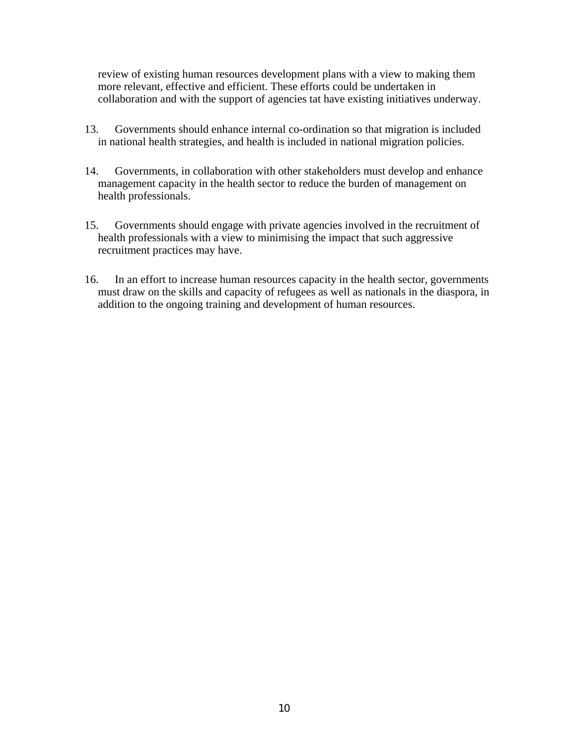review of existing human resources development plans with a view to making them more relevant, effective and efficient. These efforts could be undertaken in collaboration and with the support of agencies tat have existing initiatives underway.

13. Governments should enhance internal co-ordination so that migration is included in national health strategies, and health is included in national migration policies.

14. Governments, in collaboration with other stakeholders must develop and enhance management capacity in the health sector to reduce the burden of management on health professionals.

15. Governments should engage with private agencies involved in the recruitment of health professionals with a view to minimising the impact that such aggressive recruitment practices may have.

16. In an effort to increase human resources capacity in the health sector, governments must draw on the skills and capacity of refugees as well as nationals in the diaspora, in addition to the ongoing training and development of human resources.